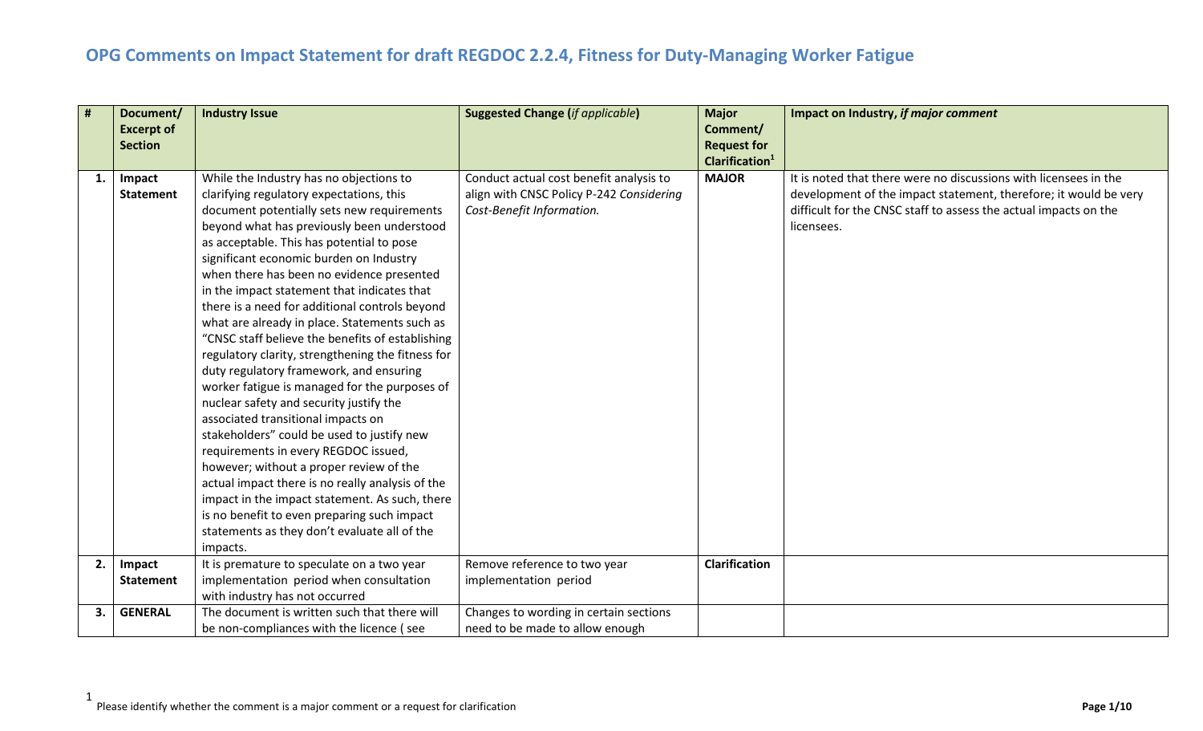# OPG Comments on Impact Statement for draft REGDOC 2.2.4, Fitness for Duty-Managing Worker Fatigue

| # | Document/ Excerpt of Section | Industry Issue | Suggested Change (*if applicable*) | Major Comment/ Request for Clarification[1] | Impact on Industry, *if major comment* |
|---|---|---|---|---|---|
| 1. | Impact Statement | While the Industry has no objections to clarifying regulatory expectations, this document potentially sets new requirements beyond what has previously been understood as acceptable. This has potential to pose significant economic burden on Industry when there has been no evidence presented in the impact statement that indicates that there is a need for additional controls beyond what are already in place. Statements such as "CNSC staff believe the benefits of establishing regulatory clarity, strengthening the fitness for duty regulatory framework, and ensuring worker fatigue is managed for the purposes of nuclear safety and security justify the associated transitional impacts on stakeholders" could be used to justify new requirements in every REGDOC issued, however; without a proper review of the actual impact there is no really analysis of the impact in the impact statement. As such, there is no benefit to even preparing such impact statements as they don't evaluate all of the impacts. | Conduct actual cost benefit analysis to align with CNSC Policy P-242 *Considering Cost-Benefit Information.* | **MAJOR** | It is noted that there were no discussions with licensees in the development of the impact statement, therefore; it would be very difficult for the CNSC staff to assess the actual impacts on the licensees. |
| 2. | Impact Statement | It is premature to speculate on a two year implementation period when consultation with industry has not occurred | Remove reference to two year implementation period | **Clarification** | |
| 3. | GENERAL | The document is written such that there will be non-compliances with the licence ( see | Changes to wording in certain sections need to be made to allow enough | | |

[1] Please identify whether the comment is a major comment or a request for clarification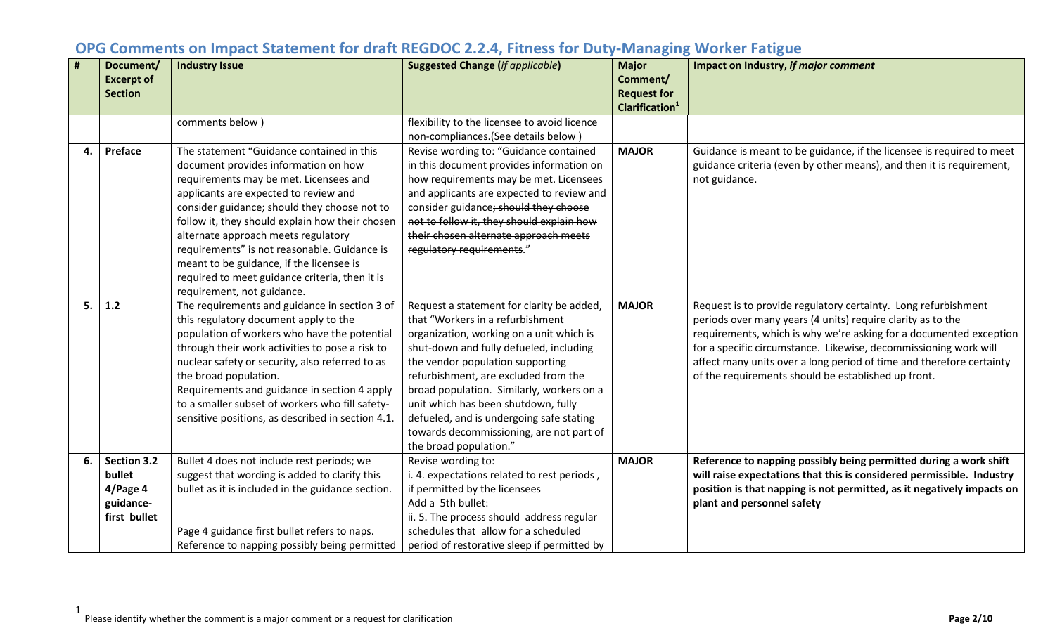# OPG Comments on Impact Statement for draft REGDOC 2.2.4, Fitness for Duty-Managing Worker Fatigue

| # | Document/ Excerpt of Section | Industry Issue | Suggested Change (*if applicable*) | Major Comment/ Request for Clarification[1] | Impact on Industry, *if major comment* |
|---|---|---|---|---|---|
| | | comments below ) | flexibility to the licensee to avoid licence non-compliances.(See details below ) | | |
| **4.** | **Preface** | The statement "Guidance contained in this document provides information on how requirements may be met. Licensees and applicants are expected to review and consider guidance; should they choose not to follow it, they should explain how their chosen alternate approach meets regulatory requirements" is not reasonable. Guidance is meant to be guidance, if the licensee is required to meet guidance criteria, then it is requirement, not guidance. | Revise wording to: "Guidance contained in this document provides information on how requirements may be met. Licensees and applicants are expected to review and consider guidance~~; should they choose not to follow it, they should explain how their chosen alternate approach meets regulatory requirements~~." | **MAJOR** | Guidance is meant to be guidance, if the licensee is required to meet guidance criteria (even by other means), and then it is requirement, not guidance. |
| **5.** | **1.2** | The requirements and guidance in section 3 of this regulatory document apply to the population of workers <u>who have the potential through their work activities to pose a risk to nuclear safety or security</u>, also referred to as the broad population. Requirements and guidance in section 4 apply to a smaller subset of workers who fill safety-sensitive positions, as described in section 4.1. | Request a statement for clarity be added, that "Workers in a refurbishment organization, working on a unit which is shut-down and fully defueled, including the vendor population supporting refurbishment, are excluded from the broad population. Similarly, workers on a unit which has been shutdown, fully defueled, and is undergoing safe stating towards decommissioning, are not part of the broad population." | **MAJOR** | Request is to provide regulatory certainty. Long refurbishment periods over many years (4 units) require clarity as to the requirements, which is why we're asking for a documented exception for a specific circumstance. Likewise, decommissioning work will affect many units over a long period of time and therefore certainty of the requirements should be established up front. |
| **6.** | **Section 3.2 bullet 4/Page 4 guidance- first bullet** | Bullet 4 does not include rest periods; we suggest that wording is added to clarify this bullet as it is included in the guidance section.<br><br>Page 4 guidance first bullet refers to naps. Reference to napping possibly being permitted | Revise wording to:<br>i. 4. expectations related to rest periods , if permitted by the licensees<br>Add a 5th bullet:<br>ii. 5. The process should address regular schedules that allow for a scheduled period of restorative sleep if permitted by | **MAJOR** | **Reference to napping possibly being permitted during a work shift will raise expectations that this is considered permissible. Industry position is that napping is not permitted, as it negatively impacts on plant and personnel safety** |

[1] Please identify whether the comment is a major comment or a request for clarification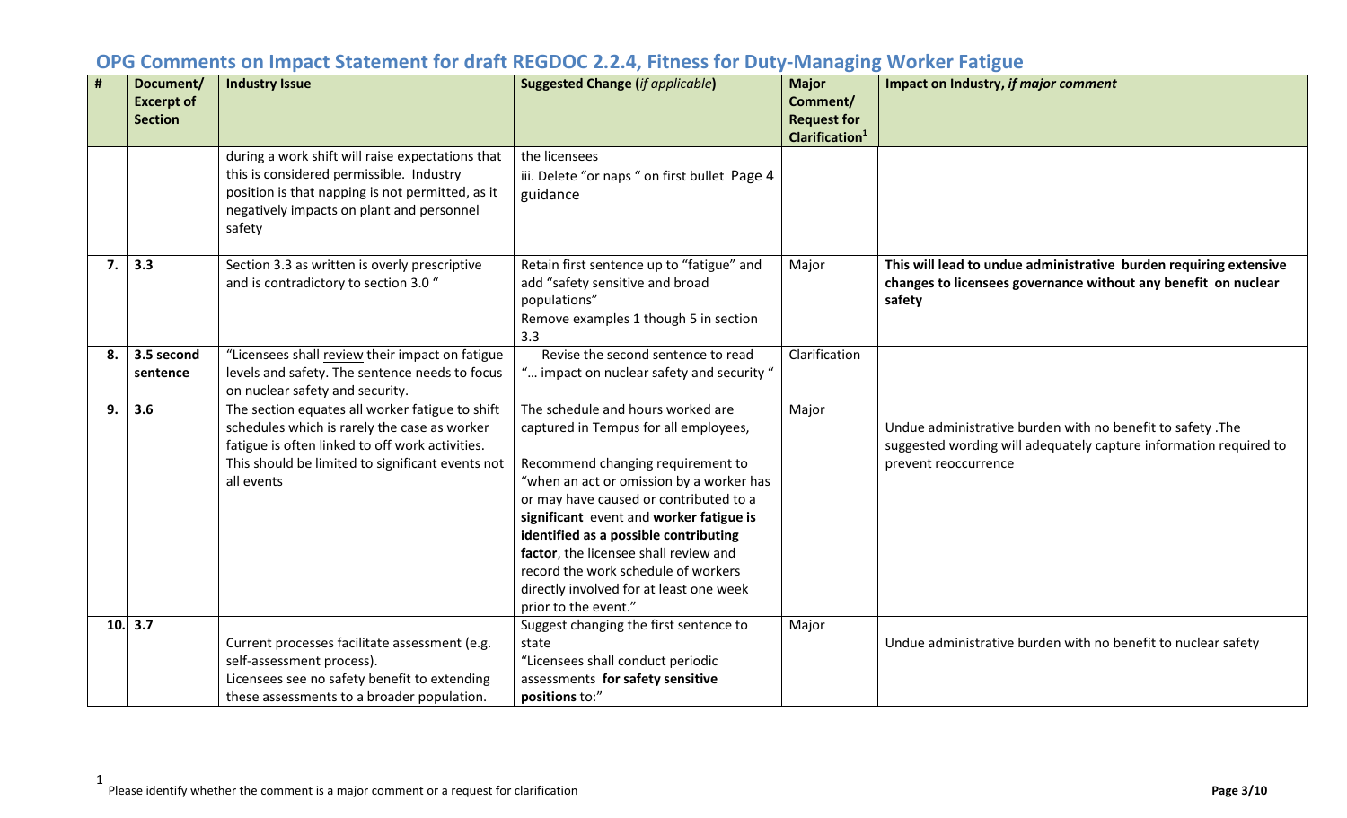## OPG Comments on Impact Statement for draft REGDOC 2.2.4, Fitness for Duty-Managing Worker Fatigue

| # | Document/ Excerpt of Section | Industry Issue | Suggested Change (*if applicable*) | Major Comment/ Request for Clarification[1] | Impact on Industry, *if major comment* |
|---|---|---|---|---|---|
| | | during a work shift will raise expectations that this is considered permissible. Industry position is that napping is not permitted, as it negatively impacts on plant and personnel safety | the licensees<br>iii. Delete "or naps " on first bullet Page 4 guidance | | |
| 7. | 3.3 | Section 3.3 as written is overly prescriptive and is contradictory to section 3.0 " | Retain first sentence up to "fatigue" and add "safety sensitive and broad populations"<br>Remove examples 1 though 5 in section 3.3 | Major | **This will lead to undue administrative burden requiring extensive changes to licensees governance without any benefit on nuclear safety** |
| 8. | **3.5 second sentence** | "Licensees shall review their impact on fatigue levels and safety. The sentence needs to focus on nuclear safety and security. | Revise the second sentence to read "… impact on nuclear safety and security " | Clarification | |
| 9. | 3.6 | The section equates all worker fatigue to shift schedules which is rarely the case as worker fatigue is often linked to off work activities. This should be limited to significant events not all events | The schedule and hours worked are captured in Tempus for all employees,<br><br>Recommend changing requirement to "when an act or omission by a worker has or may have caused or contributed to a **significant** event and **worker fatigue is identified as a possible contributing factor**, the licensee shall review and record the work schedule of workers directly involved for at least one week prior to the event." | Major | Undue administrative burden with no benefit to safety .The suggested wording will adequately capture information required to prevent reoccurrence |
| 10. | 3.7 | Current processes facilitate assessment (e.g. self-assessment process).<br>Licensees see no safety benefit to extending these assessments to a broader population. | Suggest changing the first sentence to state<br>"Licensees shall conduct periodic assessments **for safety sensitive positions** to:" | Major | Undue administrative burden with no benefit to nuclear safety |

[1] Please identify whether the comment is a major comment or a request for clarification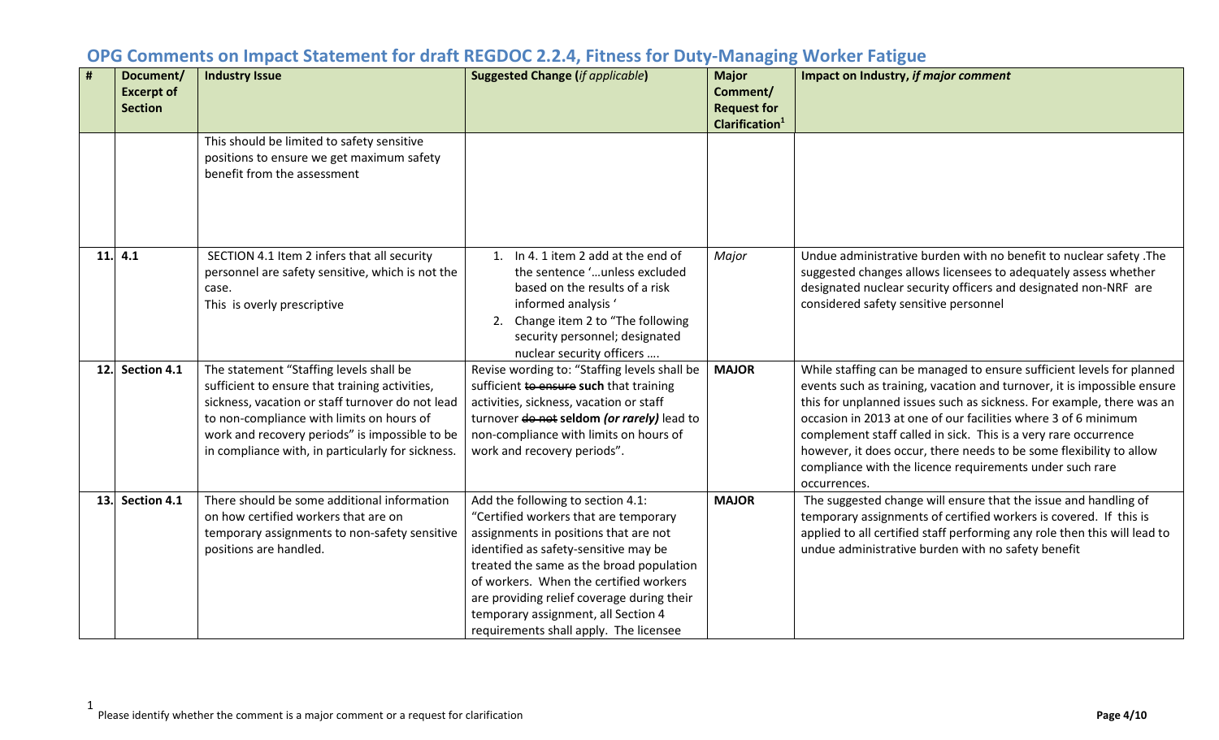# OPG Comments on Impact Statement for draft REGDOC 2.2.4, Fitness for Duty-Managing Worker Fatigue

| # | Document/ Excerpt of Section | Industry Issue | Suggested Change (*if applicable*) | Major Comment/ Request for Clarification[1] | Impact on Industry, *if major comment* |
|---|---|---|---|---|---|
| | | This should be limited to safety sensitive positions to ensure we get maximum safety benefit from the assessment | | | |
| 11. | 4.1 | SECTION 4.1 Item 2 infers that all security personnel are safety sensitive, which is not the case. This is overly prescriptive | 1. In 4. 1 item 2 add at the end of the sentence '…unless excluded based on the results of a risk informed analysis ' 2. Change item 2 to "The following security personnel; designated nuclear security officers …. | *Major* | Undue administrative burden with no benefit to nuclear safety .The suggested changes allows licensees to adequately assess whether designated nuclear security officers and designated non-NRF are considered safety sensitive personnel |
| 12. | Section 4.1 | The statement "Staffing levels shall be sufficient to ensure that training activities, sickness, vacation or staff turnover do not lead to non-compliance with limits on hours of work and recovery periods" is impossible to be in compliance with, in particular for sickness. | Revise wording to: "Staffing levels shall be sufficient ~~to ensure~~ **such** that training activities, sickness, vacation or staff turnover ~~do not~~ **seldom *(or rarely)*** lead to non-compliance with limits on hours of work and recovery periods". | **MAJOR** | While staffing can be managed to ensure sufficient levels for planned events such as training, vacation and turnover, it is impossible ensure this for unplanned issues such as sickness. For example, there was an occasion in 2013 at one of our facilities where 3 of 6 minimum complement staff called in sick. This is a very rare occurrence however, it does occur, there needs to be some flexibility to allow compliance with the licence requirements under such rare occurrences. |
| 13. | Section 4.1 | There should be some additional information on how certified workers that are on temporary assignments to non-safety sensitive positions are handled. | Add the following to section 4.1: "Certified workers that are temporary assignments in positions that are not identified as safety-sensitive may be treated the same as the broad population of workers. When the certified workers are providing relief coverage during their temporary assignment, all Section 4 requirements shall apply. The licensee | **MAJOR** | The suggested change will ensure that the issue and handling of temporary assignments of certified workers is covered. If this is applied to all certified staff performing any role then this will lead to undue administrative burden with no safety benefit |

[1] Please identify whether the comment is a major comment or a request for clarification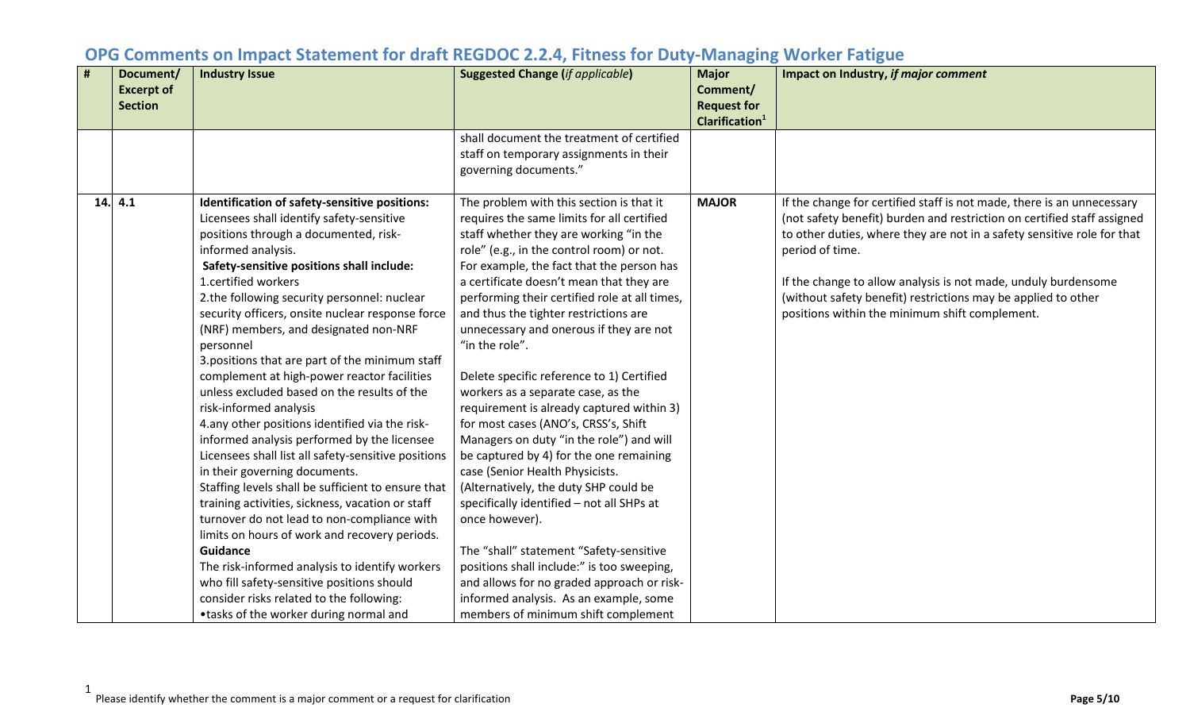## OPG Comments on Impact Statement for draft REGDOC 2.2.4, Fitness for Duty-Managing Worker Fatigue

| # | Document/ Excerpt of Section | Industry Issue | Suggested Change (*if applicable*) | Major Comment/ Request for Clarification[1] | Impact on Industry, *if major comment* |
|---|---|---|---|---|---|
| | | | shall document the treatment of certified staff on temporary assignments in their governing documents." | | |
| 14. | 4.1 | **Identification of safety-sensitive positions:** Licensees shall identify safety-sensitive positions through a documented, risk-informed analysis. **Safety-sensitive positions shall include:** 1.certified workers 2.the following security personnel: nuclear security officers, onsite nuclear response force (NRF) members, and designated non-NRF personnel 3.positions that are part of the minimum staff complement at high-power reactor facilities unless excluded based on the results of the risk-informed analysis 4.any other positions identified via the risk-informed analysis performed by the licensee Licensees shall list all safety-sensitive positions in their governing documents. Staffing levels shall be sufficient to ensure that training activities, sickness, vacation or staff turnover do not lead to non-compliance with limits on hours of work and recovery periods. **Guidance** The risk-informed analysis to identify workers who fill safety-sensitive positions should consider risks related to the following: •tasks of the worker during normal and | The problem with this section is that it requires the same limits for all certified staff whether they are working "in the role" (e.g., in the control room) or not. For example, the fact that the person has a certificate doesn't mean that they are performing their certified role at all times, and thus the tighter restrictions are unnecessary and onerous if they are not "in the role". Delete specific reference to 1) Certified workers as a separate case, as the requirement is already captured within 3) for most cases (ANO's, CRSS's, Shift Managers on duty "in the role") and will be captured by 4) for the one remaining case (Senior Health Physicists. (Alternatively, the duty SHP could be specifically identified – not all SHPs at once however). The "shall" statement "Safety-sensitive positions shall include:" is too sweeping, and allows for no graded approach or risk-informed analysis. As an example, some members of minimum shift complement | **MAJOR** | If the change for certified staff is not made, there is an unnecessary (not safety benefit) burden and restriction on certified staff assigned to other duties, where they are not in a safety sensitive role for that period of time. If the change to allow analysis is not made, unduly burdensome (without safety benefit) restrictions may be applied to other positions within the minimum shift complement. |

[1] Please identify whether the comment is a major comment or a request for clarification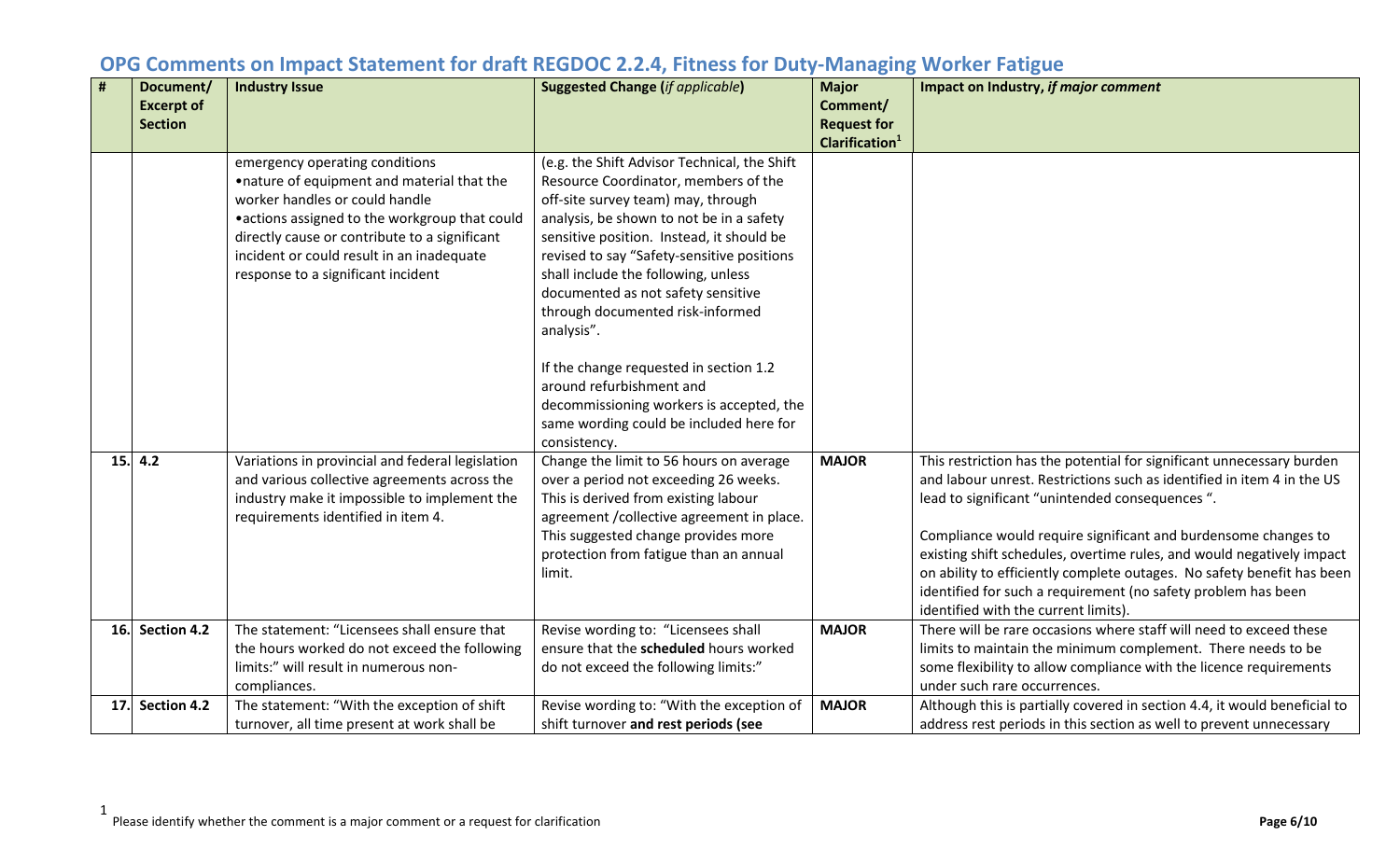# OPG Comments on Impact Statement for draft REGDOC 2.2.4, Fitness for Duty-Managing Worker Fatigue

| # | Document/ Excerpt of Section | Industry Issue | Suggested Change (*if applicable*) | Major Comment/ Request for Clarification[1] | Impact on Industry, *if major comment* |
|---|---|---|---|---|---|
| | | emergency operating conditions<br>•nature of equipment and material that the worker handles or could handle<br>•actions assigned to the workgroup that could directly cause or contribute to a significant incident or could result in an inadequate response to a significant incident | (e.g. the Shift Advisor Technical, the Shift Resource Coordinator, members of the off-site survey team) may, through analysis, be shown to not be in a safety sensitive position. Instead, it should be revised to say "Safety-sensitive positions shall include the following, unless documented as not safety sensitive through documented risk-informed analysis".<br><br>If the change requested in section 1.2 around refurbishment and decommissioning workers is accepted, the same wording could be included here for consistency. | | |
| 15. | 4.2 | Variations in provincial and federal legislation and various collective agreements across the industry make it impossible to implement the requirements identified in item 4. | Change the limit to 56 hours on average over a period not exceeding 26 weeks. This is derived from existing labour agreement /collective agreement in place. This suggested change provides more protection from fatigue than an annual limit. | MAJOR | This restriction has the potential for significant unnecessary burden and labour unrest. Restrictions such as identified in item 4 in the US lead to significant "unintended consequences ".<br><br>Compliance would require significant and burdensome changes to existing shift schedules, overtime rules, and would negatively impact on ability to efficiently complete outages. No safety benefit has been identified for such a requirement (no safety problem has been identified with the current limits). |
| 16. | Section 4.2 | The statement: "Licensees shall ensure that the hours worked do not exceed the following limits:" will result in numerous non-compliances. | Revise wording to: "Licensees shall ensure that the **scheduled** hours worked do not exceed the following limits:" | MAJOR | There will be rare occasions where staff will need to exceed these limits to maintain the minimum complement. There needs to be some flexibility to allow compliance with the licence requirements under such rare occurrences. |
| 17. | Section 4.2 | The statement: "With the exception of shift turnover, all time present at work shall be | Revise wording to: "With the exception of shift turnover **and rest periods (see** | MAJOR | Although this is partially covered in section 4.4, it would beneficial to address rest periods in this section as well to prevent unnecessary |

[1] Please identify whether the comment is a major comment or a request for clarification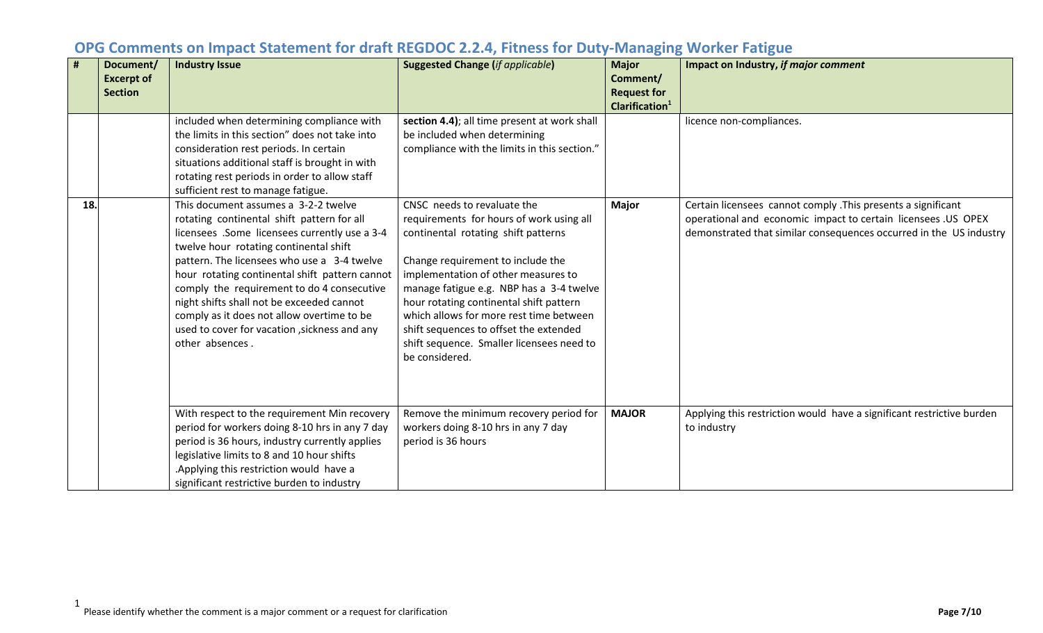## OPG Comments on Impact Statement for draft REGDOC 2.2.4, Fitness for Duty-Managing Worker Fatigue

| # | Document/ Excerpt of Section | Industry Issue | Suggested Change (*if applicable*) | Major Comment/ Request for Clarification[1] | Impact on Industry, *if major comment* |
|---|---|---|---|---|---|
| | | included when determining compliance with the limits in this section" does not take into consideration rest periods. In certain situations additional staff is brought in with rotating rest periods in order to allow staff sufficient rest to manage fatigue. | **section 4.4)**; all time present at work shall be included when determining compliance with the limits in this section." | | licence non-compliances. |
| **18.** | | This document assumes a 3-2-2 twelve rotating continental shift pattern for all licensees .Some licensees currently use a 3-4 twelve hour rotating continental shift pattern. The licensees who use a 3-4 twelve hour rotating continental shift pattern cannot comply the requirement to do 4 consecutive night shifts shall not be exceeded cannot comply as it does not allow overtime to be used to cover for vacation ,sickness and any other absences . | CNSC needs to revaluate the requirements for hours of work using all continental rotating shift patterns<br><br>Change requirement to include the implementation of other measures to manage fatigue e.g. NBP has a 3-4 twelve hour rotating continental shift pattern which allows for more rest time between shift sequences to offset the extended shift sequence. Smaller licensees need to be considered. | **Major** | Certain licensees cannot comply .This presents a significant operational and economic impact to certain licensees .US OPEX demonstrated that similar consequences occurred in the US industry |
| | | With respect to the requirement Min recovery period for workers doing 8-10 hrs in any 7 day period is 36 hours, industry currently applies legislative limits to 8 and 10 hour shifts .Applying this restriction would have a significant restrictive burden to industry | Remove the minimum recovery period for workers doing 8-10 hrs in any 7 day period is 36 hours | **MAJOR** | Applying this restriction would have a significant restrictive burden to industry |

[1] Please identify whether the comment is a major comment or a request for clarification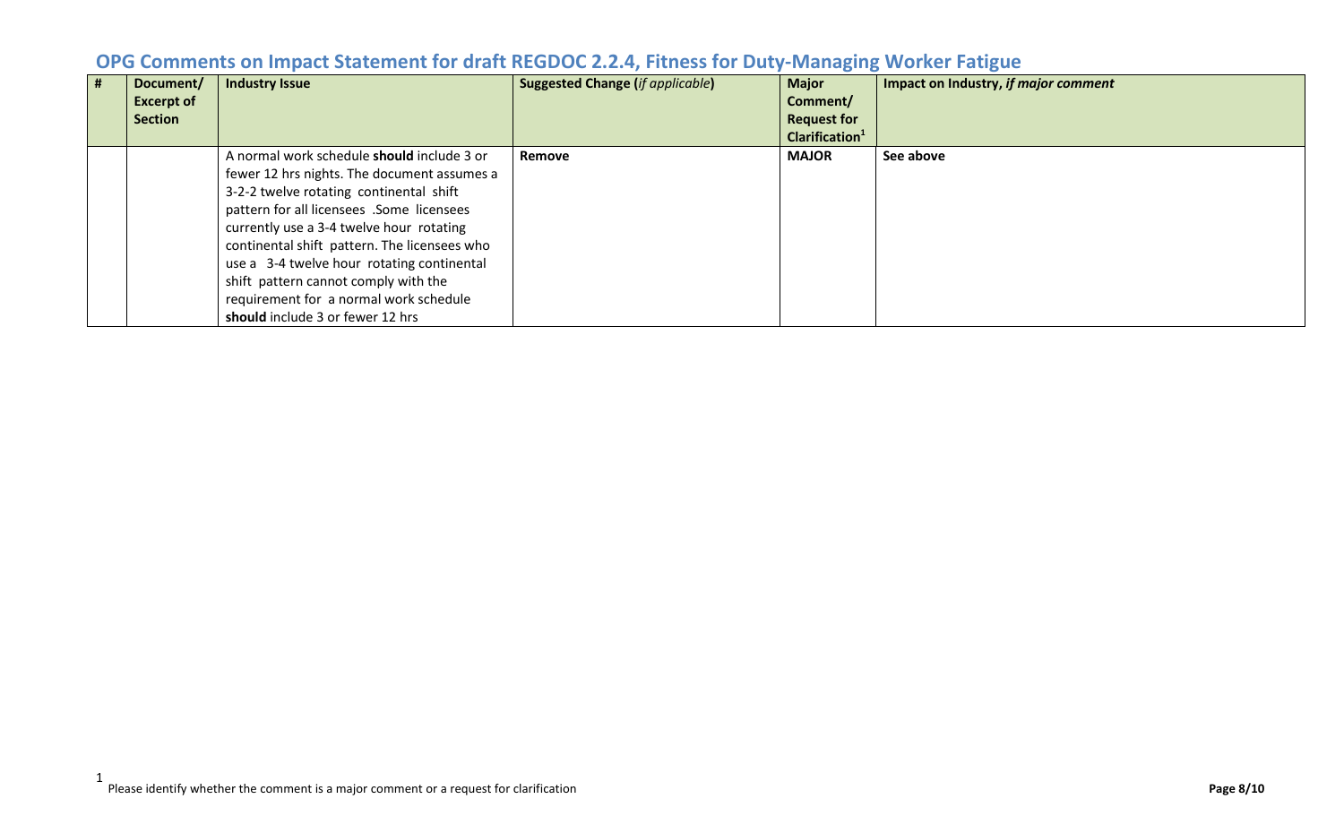## OPG Comments on Impact Statement for draft REGDOC 2.2.4, Fitness for Duty-Managing Worker Fatigue

| # | Document/ Excerpt of Section | Industry Issue | Suggested Change (*if applicable*) | Major Comment/ Request for Clarification[1] | Impact on Industry, *if major comment* |
|---|---|---|---|---|---|
| | | A normal work schedule **should** include 3 or fewer 12 hrs nights. The document assumes a 3-2-2 twelve rotating continental shift pattern for all licensees .Some licensees currently use a 3-4 twelve hour rotating continental shift pattern. The licensees who use a 3-4 twelve hour rotating continental shift pattern cannot comply with the requirement for a normal work schedule **should** include 3 or fewer 12 hrs | **Remove** | **MAJOR** | **See above** |

[1] Please identify whether the comment is a major comment or a request for clarification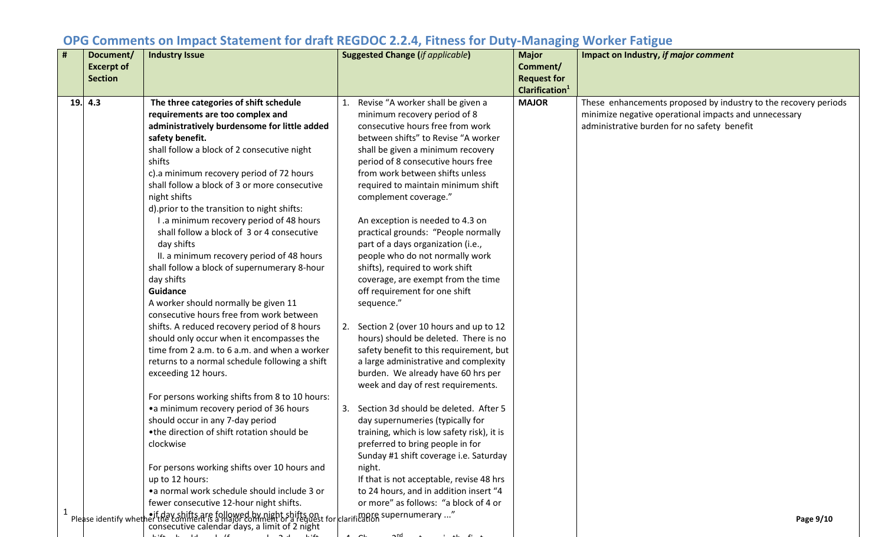## OPG Comments on Impact Statement for draft REGDOC 2.2.4, Fitness for Duty-Managing Worker Fatigue

| # | Document/ Excerpt of Section | Industry Issue | Suggested Change (*if applicable*) | Major Comment/ Request for Clarification[1] | Impact on Industry, *if major comment* |
|---|---|---|---|---|---|
| 19. | 4.3 | **The three categories of shift schedule requirements are too complex and administratively burdensome for little added safety benefit.**<br>shall follow a block of 2 consecutive night shifts<br>c).a minimum recovery period of 72 hours shall follow a block of 3 or more consecutive night shifts<br>d).prior to the transition to night shifts:<br>I .a minimum recovery period of 48 hours shall follow a block of 3 or 4 consecutive day shifts<br>II. a minimum recovery period of 48 hours shall follow a block of supernumerary 8-hour day shifts<br>**Guidance**<br>A worker should normally be given 11 consecutive hours free from work between shifts. A reduced recovery period of 8 hours should only occur when it encompasses the time from 2 a.m. to 6 a.m. and when a worker returns to a normal schedule following a shift exceeding 12 hours.<br><br>For persons working shifts from 8 to 10 hours:<br>•a minimum recovery period of 36 hours should occur in any 7-day period<br>•the direction of shift rotation should be clockwise<br><br>For persons working shifts over 10 hours and up to 12 hours:<br>•a normal work schedule should include 3 or fewer consecutive 12-hour night shifts.<br>•if day shifts are followed by night shifts on consecutive calendar days, a limit of 2 night | 1. Revise "A worker shall be given a minimum recovery period of 8 consecutive hours free from work between shifts" to Revise "A worker shall be given a minimum recovery period of 8 consecutive hours free from work between shifts unless required to maintain minimum shift complement coverage."<br><br>An exception is needed to 4.3 on practical grounds: "People normally part of a days organization (i.e., people who do not normally work shifts), required to work shift coverage, are exempt from the time off requirement for one shift sequence."<br><br>2. Section 2 (over 10 hours and up to 12 hours) should be deleted. There is no safety benefit to this requirement, but a large administrative and complexity burden. We already have 60 hrs per week and day of rest requirements.<br><br>3. Section 3d should be deleted. After 5 day supernumeries (typically for training, which is low safety risk), it is preferred to bring people in for Sunday #1 shift coverage i.e. Saturday night.<br>If that is not acceptable, revise 48 hrs to 24 hours, and in addition insert "4 or more" as follows: "a block of 4 or more supernumerary ..." | **MAJOR** | These enhancements proposed by industry to the recovery periods minimize negative operational impacts and unnecessary administrative burden for no safety benefit |

[1] Please identify whether the comment is a major comment or a request for clarification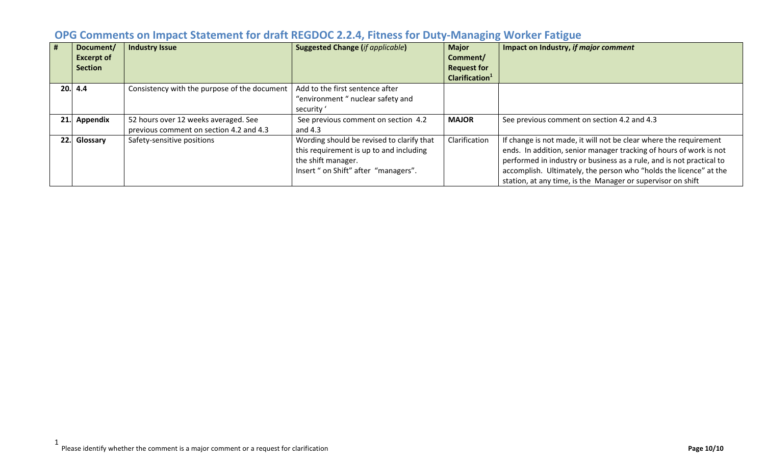## OPG Comments on Impact Statement for draft REGDOC 2.2.4, Fitness for Duty-Managing Worker Fatigue

| # | Document/ Excerpt of Section | Industry Issue | Suggested Change (*if applicable*) | Major Comment/ Request for Clarification[1] | Impact on Industry, *if major comment* |
|---|---|---|---|---|---|
| 20. | 4.4 | Consistency with the purpose of the document | Add to the first sentence after "environment " nuclear safety and security ' | | |
| 21. | Appendix | 52 hours over 12 weeks averaged. See previous comment on section 4.2 and 4.3 | See previous comment on section 4.2 and 4.3 | **MAJOR** | See previous comment on section 4.2 and 4.3 |
| 22. | Glossary | Safety-sensitive positions | Wording should be revised to clarify that this requirement is up to and including the shift manager. Insert " on Shift" after "managers". | Clarification | If change is not made, it will not be clear where the requirement ends. In addition, senior manager tracking of hours of work is not performed in industry or business as a rule, and is not practical to accomplish. Ultimately, the person who "holds the licence" at the station, at any time, is the Manager or supervisor on shift |

[1] Please identify whether the comment is a major comment or a request for clarification